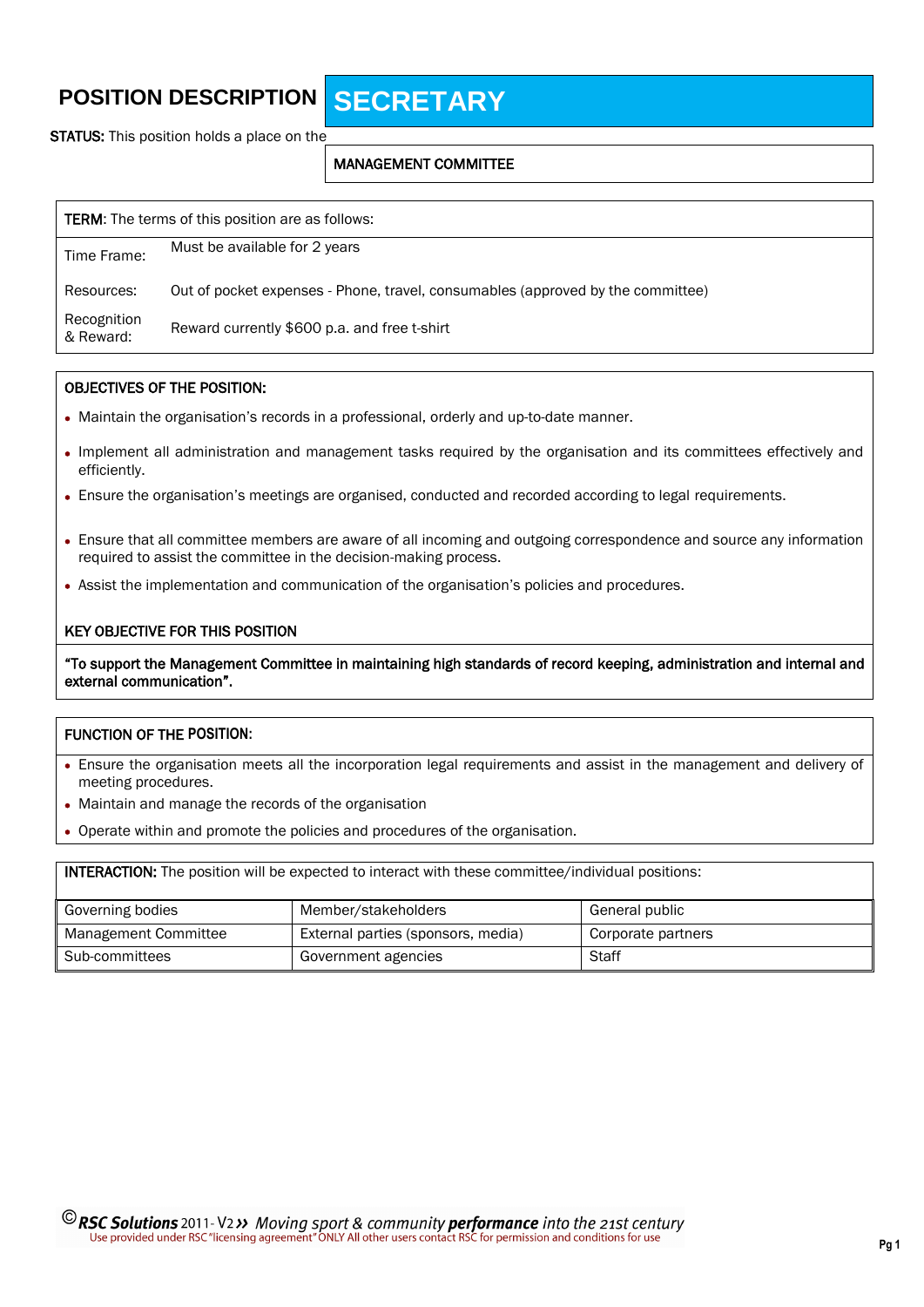# POSITION DESCRIPTION SECRETARY

**STATUS:** This position holds a place on the

**MANAGEMENT COMMITTEE**

**TERM**: The terms of this position are as follows:

| | |
|---|---|
| Time Frame: | Must be available for 2 years |
| Resources: | Out of pocket expenses - Phone, travel, consumables (approved by the committee) |
| Recognition & Reward: | Reward currently $600 p.a. and free t-shirt |

**OBJECTIVES OF THE POSITION:**

- Maintain the organisation's records in a professional, orderly and up-to-date manner.
- Implement all administration and management tasks required by the organisation and its committees effectively and efficiently.
- Ensure the organisation's meetings are organised, conducted and recorded according to legal requirements.
- Ensure that all committee members are aware of all incoming and outgoing correspondence and source any information required to assist the committee in the decision-making process.
- Assist the implementation and communication of the organisation's policies and procedures.

**KEY OBJECTIVE FOR THIS POSITION**

**"To support the Management Committee in maintaining high standards of record keeping, administration and internal and external communication".**

**FUNCTION OF THE POSITION:**

- Ensure the organisation meets all the incorporation legal requirements and assist in the management and delivery of meeting procedures.
- Maintain and manage the records of the organisation
- Operate within and promote the policies and procedures of the organisation.

**INTERACTION:** The position will be expected to interact with these committee/individual positions:

| | | |
|---|---|---|
| Governing bodies | Member/stakeholders | General public |
| Management Committee | External parties (sponsors, media) | Corporate partners |
| Sub-committees | Government agencies | Staff |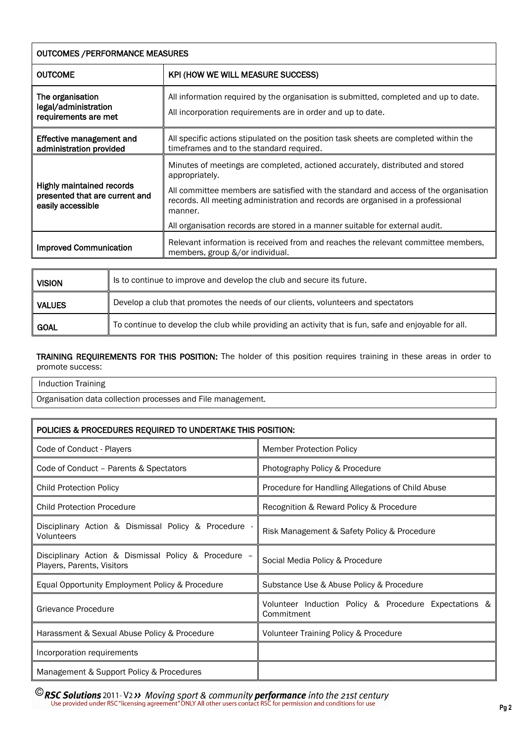| OUTCOMES /PERFORMANCE MEASURES | |
|---|---|
| **OUTCOME** | **KPI (HOW WE WILL MEASURE SUCCESS)** |
| **The organisation legal/administration requirements are met** | All information required by the organisation is submitted, completed and up to date.<br>All incorporation requirements are in order and up to date. |
| **Effective management and administration provided** | All specific actions stipulated on the position task sheets are completed within the timeframes and to the standard required. |
| **Highly maintained records presented that are current and easily accessible** | Minutes of meetings are completed, actioned accurately, distributed and stored appropriately.<br>All committee members are satisfied with the standard and access of the organisation records. All meeting administration and records are organised in a professional manner.<br>All organisation records are stored in a manner suitable for external audit. |
| **Improved Communication** | Relevant information is received from and reaches the relevant committee members, members, group &/or individual. |

| | |
|---|---|
| **VISION** | Is to continue to improve and develop the club and secure its future. |
| **VALUES** | Develop a club that promotes the needs of our clients, volunteers and spectators |
| **GOAL** | To continue to develop the club while providing an activity that is fun, safe and enjoyable for all. |

**TRAINING REQUIREMENTS FOR THIS POSITION:** The holder of this position requires training in these areas in order to promote success:

| |
|---|
| Induction Training |
| Organisation data collection processes and File management. |

| POLICIES & PROCEDURES REQUIRED TO UNDERTAKE THIS POSITION: | |
|---|---|
| Code of Conduct - Players | Member Protection Policy |
| Code of Conduct – Parents & Spectators | Photography Policy & Procedure |
| Child Protection Policy | Procedure for Handling Allegations of Child Abuse |
| Child Protection Procedure | Recognition & Reward Policy & Procedure |
| Disciplinary Action & Dismissal Policy & Procedure - Volunteers | Risk Management & Safety Policy & Procedure |
| Disciplinary Action & Dismissal Policy & Procedure – Players, Parents, Visitors | Social Media Policy & Procedure |
| Equal Opportunity Employment Policy & Procedure | Substance Use & Abuse Policy & Procedure |
| Grievance Procedure | Volunteer Induction Policy & Procedure Expectations & Commitment |
| Harassment & Sexual Abuse Policy & Procedure | Volunteer Training Policy & Procedure |
| Incorporation requirements | |
| Management & Support Policy & Procedures | |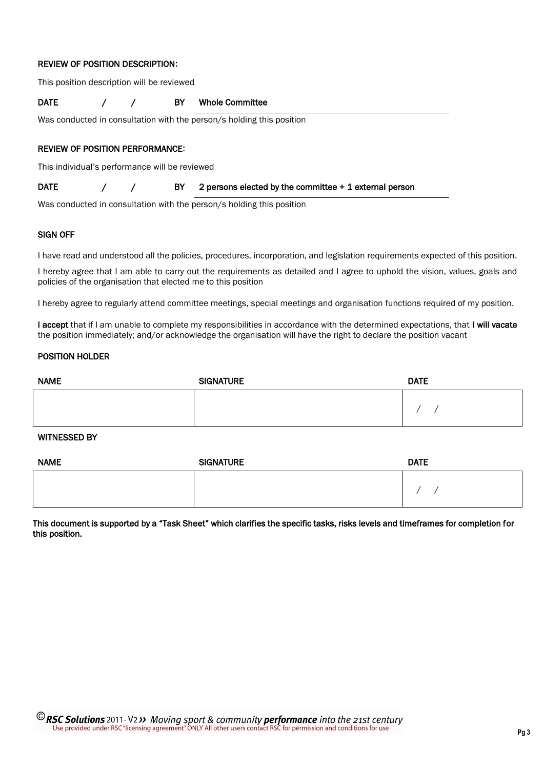### REVIEW OF POSITION DESCRIPTION:

This position description will be reviewed

**DATE** / / **BY** **Whole Committee**

Was conducted in consultation with the person/s holding this position

### REVIEW OF POSITION PERFORMANCE:

This individual's performance will be reviewed

**DATE** / / **BY** **2 persons elected by the committee + 1 external person**

Was conducted in consultation with the person/s holding this position

### SIGN OFF

I have read and understood all the policies, procedures, incorporation, and legislation requirements expected of this position.

I hereby agree that I am able to carry out the requirements as detailed and I agree to uphold the vision, values, goals and policies of the organisation that elected me to this position

I hereby agree to regularly attend committee meetings, special meetings and organisation functions required of my position.

**I accept** that if I am unable to complete my responsibilities in accordance with the determined expectations, that **I will vacate** the position immediately; and/or acknowledge the organisation will have the right to declare the position vacant

### POSITION HOLDER

| NAME | SIGNATURE | DATE |
|---|---|---|
| | | / / |

### WITNESSED BY

| NAME | SIGNATURE | DATE |
|---|---|---|
| | | / / |

**This document is supported by a "Task Sheet" which clarifies the specific tasks, risks levels and timeframes for completion for this position.**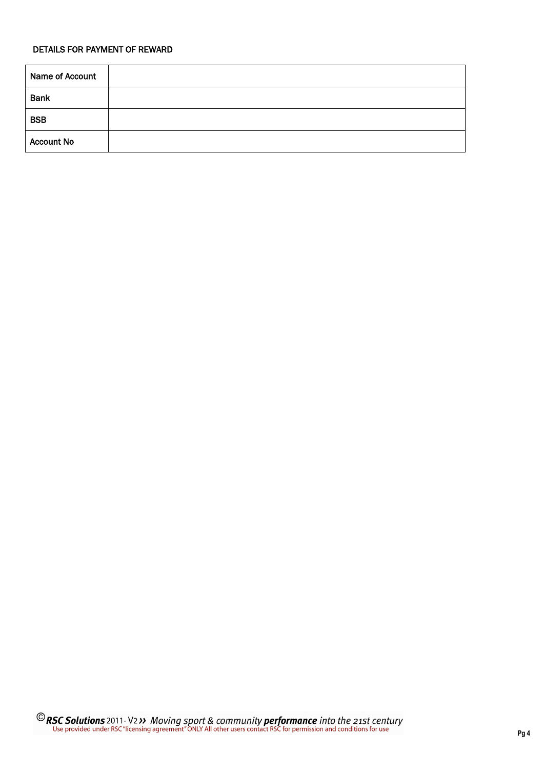DETAILS FOR PAYMENT OF REWARD

| Name of Account | |
|---|---|
| Bank | |
| BSB | |
| Account No | |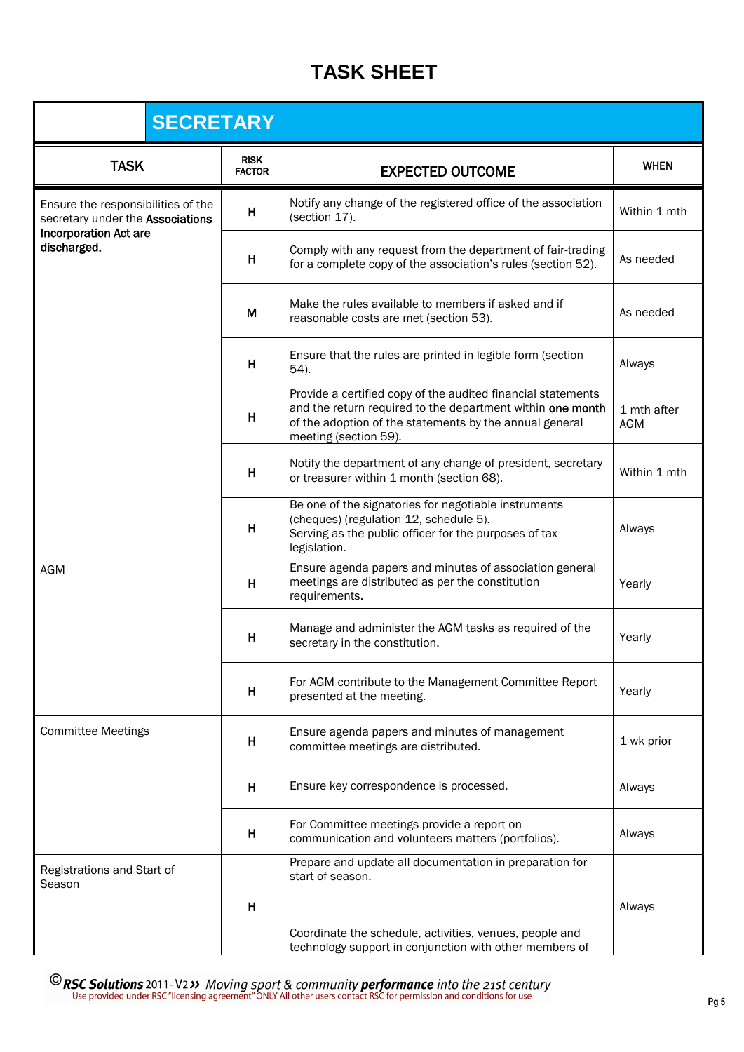# TASK SHEET

## SECRETARY

| TASK | RISK FACTOR | EXPECTED OUTCOME | WHEN |
|---|---|---|---|
| Ensure the responsibilities of the secretary under the **Associations Incorporation Act are discharged.** | H | Notify any change of the registered office of the association (section 17). | Within 1 mth |
| | H | Comply with any request from the department of fair-trading for a complete copy of the association's rules (section 52). | As needed |
| | M | Make the rules available to members if asked and if reasonable costs are met (section 53). | As needed |
| | H | Ensure that the rules are printed in legible form (section 54). | Always |
| | H | Provide a certified copy of the audited financial statements and the return required to the department within **one month** of the adoption of the statements by the annual general meeting (section 59). | 1 mth after AGM |
| | H | Notify the department of any change of president, secretary or treasurer within 1 month (section 68). | Within 1 mth |
| | H | Be one of the signatories for negotiable instruments (cheques) (regulation 12, schedule 5). Serving as the public officer for the purposes of tax legislation. | Always |
| AGM | H | Ensure agenda papers and minutes of association general meetings are distributed as per the constitution requirements. | Yearly |
| | H | Manage and administer the AGM tasks as required of the secretary in the constitution. | Yearly |
| | H | For AGM contribute to the Management Committee Report presented at the meeting. | Yearly |
| Committee Meetings | H | Ensure agenda papers and minutes of management committee meetings are distributed. | 1 wk prior |
| | H | Ensure key correspondence is processed. | Always |
| | H | For Committee meetings provide a report on communication and volunteers matters (portfolios). | Always |
| Registrations and Start of Season | H | Prepare and update all documentation in preparation for start of season.<br><br>Coordinate the schedule, activities, venues, people and technology support in conjunction with other members of | Always |

©*RSC Solutions* 2011- V2 ›› *Moving sport & community* ***performance*** *into the 21st century*
Use provided under RSC "licensing agreement" ONLY All other users contact RSC for permission and conditions for use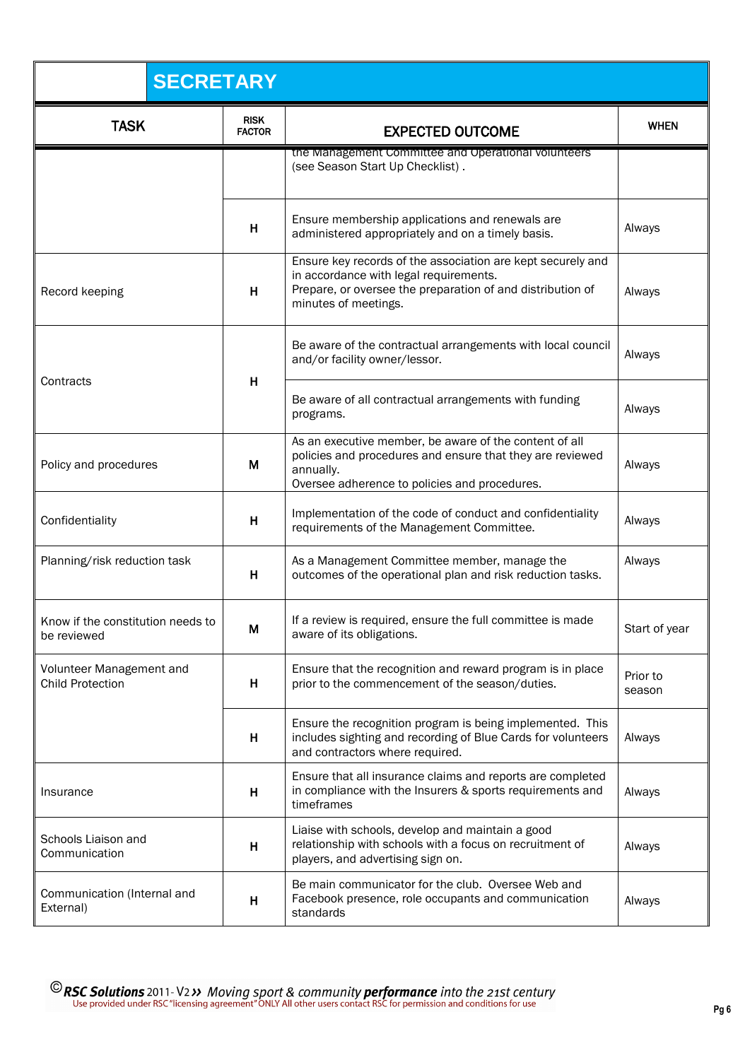# SECRETARY

| TASK | RISK FACTOR | EXPECTED OUTCOME | WHEN |
|---|---|---|---|
| | | the Management Committee and Operational volunteers (see Season Start Up Checklist) . | |
| | H | Ensure membership applications and renewals are administered appropriately and on a timely basis. | Always |
| Record keeping | H | Ensure key records of the association are kept securely and in accordance with legal requirements. Prepare, or oversee the preparation of and distribution of minutes of meetings. | Always |
| Contracts | H | Be aware of the contractual arrangements with local council and/or facility owner/lessor. | Always |
| | | Be aware of all contractual arrangements with funding programs. | Always |
| Policy and procedures | M | As an executive member, be aware of the content of all policies and procedures and ensure that they are reviewed annually. Oversee adherence to policies and procedures. | Always |
| Confidentiality | H | Implementation of the code of conduct and confidentiality requirements of the Management Committee. | Always |
| Planning/risk reduction task | H | As a Management Committee member, manage the outcomes of the operational plan and risk reduction tasks. | Always |
| Know if the constitution needs to be reviewed | M | If a review is required, ensure the full committee is made aware of its obligations. | Start of year |
| Volunteer Management and Child Protection | H | Ensure that the recognition and reward program is in place prior to the commencement of the season/duties. | Prior to season |
| | H | Ensure the recognition program is being implemented. This includes sighting and recording of Blue Cards for volunteers and contractors where required. | Always |
| Insurance | H | Ensure that all insurance claims and reports are completed in compliance with the Insurers & sports requirements and timeframes | Always |
| Schools Liaison and Communication | H | Liaise with schools, develop and maintain a good relationship with schools with a focus on recruitment of players, and advertising sign on. | Always |
| Communication (Internal and External) | H | Be main communicator for the club. Oversee Web and Facebook presence, role occupants and communication standards | Always |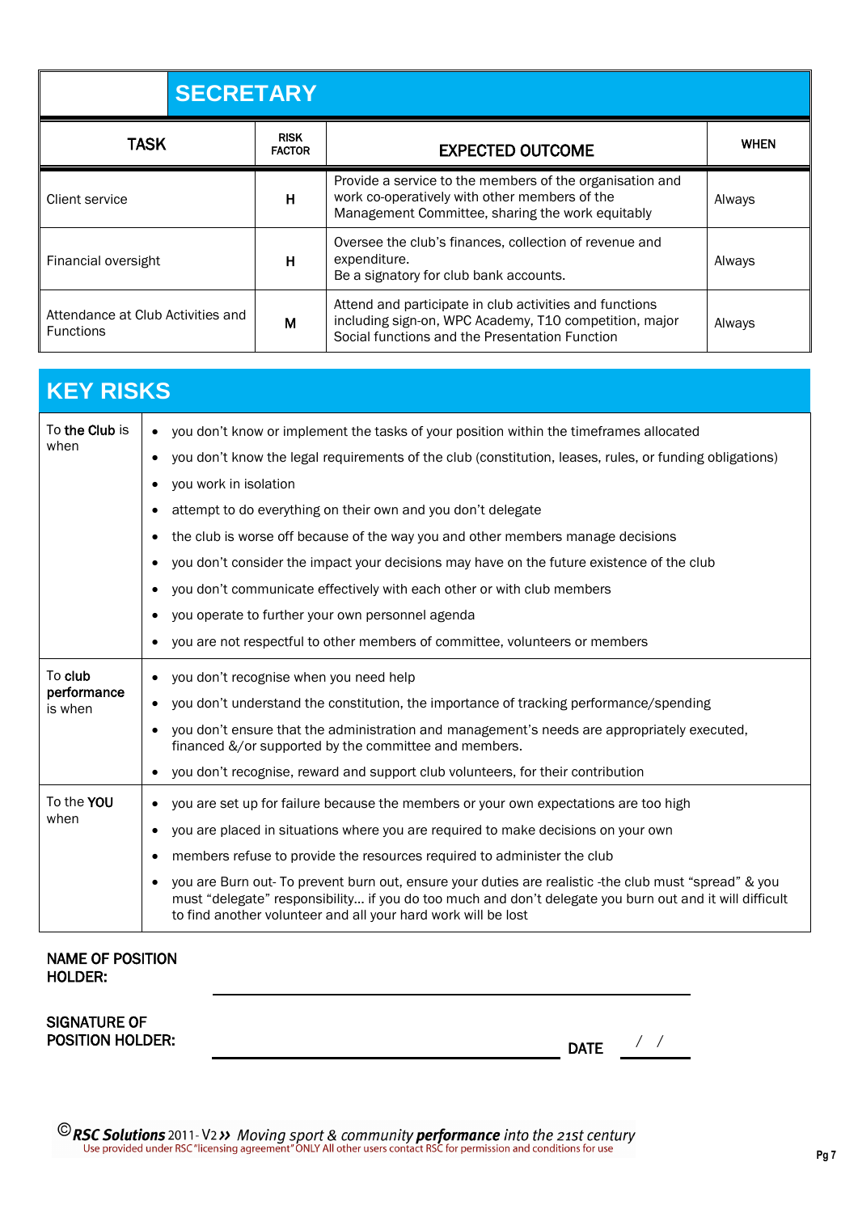## SECRETARY

| TASK | RISK FACTOR | EXPECTED OUTCOME | WHEN |
|---|---|---|---|
| Client service | H | Provide a service to the members of the organisation and work co-operatively with other members of the Management Committee, sharing the work equitably | Always |
| Financial oversight | H | Oversee the club's finances, collection of revenue and expenditure.<br>Be a signatory for club bank accounts. | Always |
| Attendance at Club Activities and Functions | M | Attend and participate in club activities and functions including sign-on, WPC Academy, T10 competition, major Social functions and the Presentation Function | Always |

## KEY RISKS

| | |
|---|---|
| To **the Club** is when | • you don't know or implement the tasks of your position within the timeframes allocated<br>• you don't know the legal requirements of the club (constitution, leases, rules, or funding obligations)<br>• you work in isolation<br>• attempt to do everything on their own and you don't delegate<br>• the club is worse off because of the way you and other members manage decisions<br>• you don't consider the impact your decisions may have on the future existence of the club<br>• you don't communicate effectively with each other or with club members<br>• you operate to further your own personnel agenda<br>• you are not respectful to other members of committee, volunteers or members |
| To **club performance** is when | • you don't recognise when you need help<br>• you don't understand the constitution, the importance of tracking performance/spending<br>• you don't ensure that the administration and management's needs are appropriately executed, financed &/or supported by the committee and members.<br>• you don't recognise, reward and support club volunteers, for their contribution |
| To the **YOU** when | • you are set up for failure because the members or your own expectations are too high<br>• you are placed in situations where you are required to make decisions on your own<br>• members refuse to provide the resources required to administer the club<br>• you are Burn out- To prevent burn out, ensure your duties are realistic -the club must "spread" & you must "delegate" responsibility… if you do too much and don't delegate you burn out and it will difficult to find another volunteer and all your hard work will be lost |

**NAME OF POSITION HOLDER:** ______________________________

**SIGNATURE OF POSITION HOLDER:** ______________________________ **DATE** / /

©*RSC Solutions* 2011- V2 ›› *Moving sport & community **performance** into the 21st century*
Use provided under RSC "licensing agreement" ONLY All other users contact RSC for permission and conditions for use